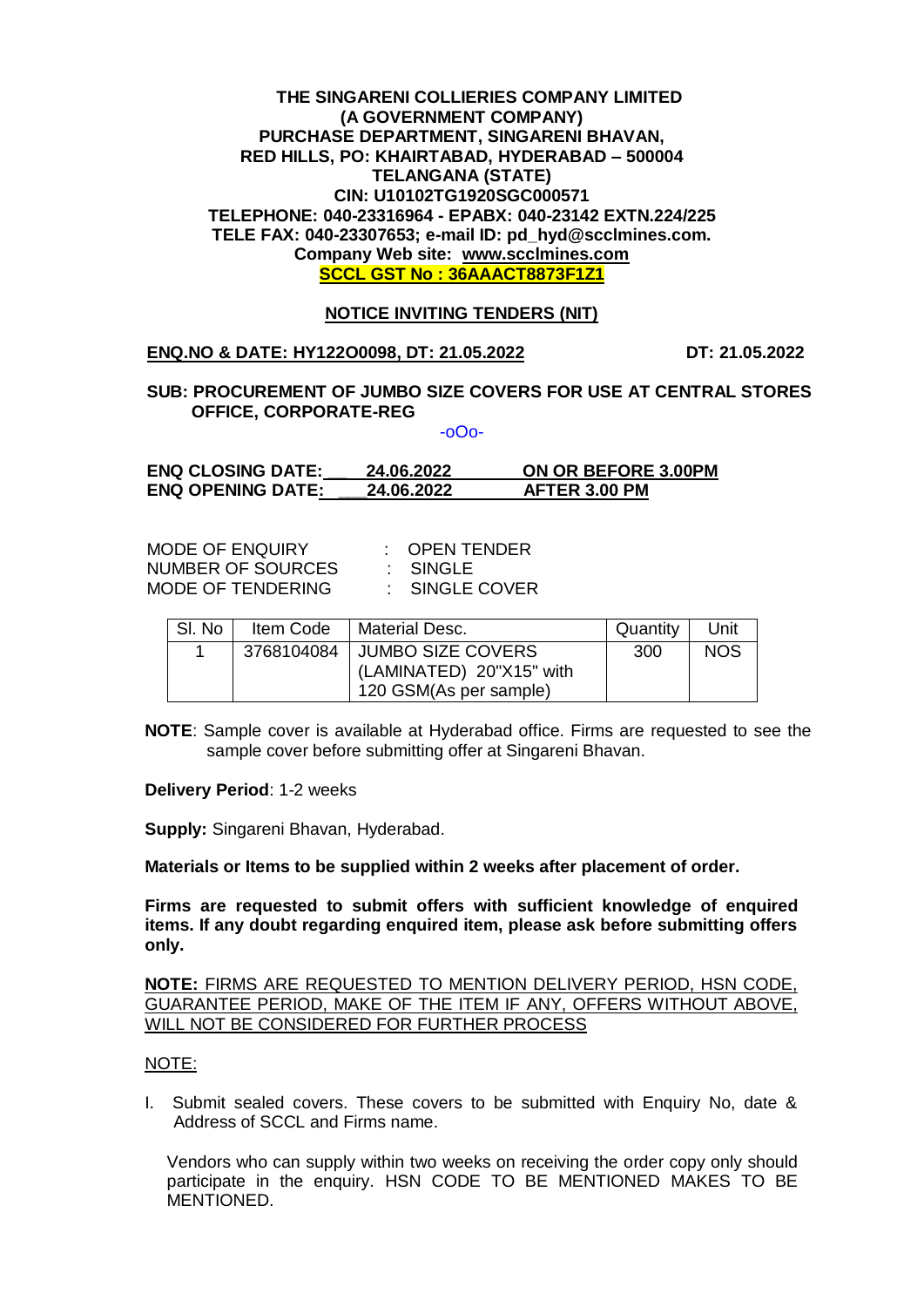**THE SINGARENI COLLIERIES COMPANY LIMITED**
**(A GOVERNMENT COMPANY)**
**PURCHASE DEPARTMENT, SINGARENI BHAVAN,**
**RED HILLS, PO: KHAIRTABAD, HYDERABAD – 500004**
**TELANGANA (STATE)**
**CIN: U10102TG1920SGC000571**
**TELEPHONE: 040-23316964 - EPABX: 040-23142 EXTN.224/225**
**TELE FAX: 040-23307653; e-mail ID: pd_hyd@scclmines.com.**
**Company Web site: www.scclmines.com**
**SCCL GST No : 36AAACT8873F1Z1**

## NOTICE INVITING TENDERS (NIT)

**ENQ.NO & DATE: HY122O0098, DT: 21.05.2022** **DT: 21.05.2022**

**SUB: PROCUREMENT OF JUMBO SIZE COVERS FOR USE AT CENTRAL STORES OFFICE, CORPORATE-REG**

-oOo-

**ENQ CLOSING DATE: 24.06.2022 ON OR BEFORE 3.00PM**
**ENQ OPENING DATE: 24.06.2022 AFTER 3.00 PM**

MODE OF ENQUIRY : OPEN TENDER
NUMBER OF SOURCES : SINGLE
MODE OF TENDERING : SINGLE COVER

| Sl. No | Item Code | Material Desc. | Quantity | Unit |
|---|---|---|---|---|
| 1 | 3768104084 | JUMBO SIZE COVERS (LAMINATED) 20"X15" with 120 GSM(As per sample) | 300 | NOS |

**NOTE**: Sample cover is available at Hyderabad office. Firms are requested to see the sample cover before submitting offer at Singareni Bhavan.

**Delivery Period**: 1-2 weeks

**Supply:** Singareni Bhavan, Hyderabad.

**Materials or Items to be supplied within 2 weeks after placement of order.**

**Firms are requested to submit offers with sufficient knowledge of enquired items. If any doubt regarding enquired item, please ask before submitting offers only.**

**NOTE:** FIRMS ARE REQUESTED TO MENTION DELIVERY PERIOD, HSN CODE, GUARANTEE PERIOD, MAKE OF THE ITEM IF ANY, OFFERS WITHOUT ABOVE, WILL NOT BE CONSIDERED FOR FURTHER PROCESS

NOTE:

I. Submit sealed covers. These covers to be submitted with Enquiry No, date & Address of SCCL and Firms name.

Vendors who can supply within two weeks on receiving the order copy only should participate in the enquiry. HSN CODE TO BE MENTIONED MAKES TO BE MENTIONED.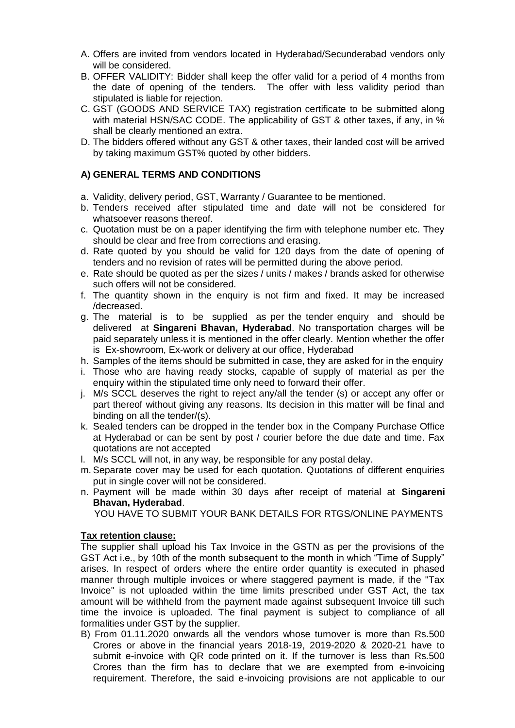A. Offers are invited from vendors located in <u>Hyderabad/Secunderabad</u> vendors only will be considered.
B. OFFER VALIDITY: Bidder shall keep the offer valid for a period of 4 months from the date of opening of the tenders. The offer with less validity period than stipulated is liable for rejection.
C. GST (GOODS AND SERVICE TAX) registration certificate to be submitted along with material HSN/SAC CODE. The applicability of GST & other taxes, if any, in % shall be clearly mentioned an extra.
D. The bidders offered without any GST & other taxes, their landed cost will be arrived by taking maximum GST% quoted by other bidders.

## A) GENERAL TERMS AND CONDITIONS

a. Validity, delivery period, GST, Warranty / Guarantee to be mentioned.
b. Tenders received after stipulated time and date will not be considered for whatsoever reasons thereof.
c. Quotation must be on a paper identifying the firm with telephone number etc. They should be clear and free from corrections and erasing.
d. Rate quoted by you should be valid for 120 days from the date of opening of tenders and no revision of rates will be permitted during the above period.
e. Rate should be quoted as per the sizes / units / makes / brands asked for otherwise such offers will not be considered.
f. The quantity shown in the enquiry is not firm and fixed. It may be increased /decreased.
g. The material is to be supplied as per the tender enquiry and should be delivered at **Singareni Bhavan, Hyderabad**. No transportation charges will be paid separately unless it is mentioned in the offer clearly. Mention whether the offer is Ex-showroom, Ex-work or delivery at our office, Hyderabad
h. Samples of the items should be submitted in case, they are asked for in the enquiry
i. Those who are having ready stocks, capable of supply of material as per the enquiry within the stipulated time only need to forward their offer.
j. M/s SCCL deserves the right to reject any/all the tender (s) or accept any offer or part thereof without giving any reasons. Its decision in this matter will be final and binding on all the tender/(s).
k. Sealed tenders can be dropped in the tender box in the Company Purchase Office at Hyderabad or can be sent by post / courier before the due date and time. Fax quotations are not accepted
l. M/s SCCL will not, in any way, be responsible for any postal delay.
m. Separate cover may be used for each quotation. Quotations of different enquiries put in single cover will not be considered.
n. Payment will be made within 30 days after receipt of material at **Singareni Bhavan, Hyderabad**.
   YOU HAVE TO SUBMIT YOUR BANK DETAILS FOR RTGS/ONLINE PAYMENTS

**<u>Tax retention clause:</u>**

The supplier shall upload his Tax Invoice in the GSTN as per the provisions of the GST Act i.e., by 10th of the month subsequent to the month in which "Time of Supply" arises. In respect of orders where the entire order quantity is executed in phased manner through multiple invoices or where staggered payment is made, if the "Tax Invoice" is not uploaded within the time limits prescribed under GST Act, the tax amount will be withheld from the payment made against subsequent Invoice till such time the invoice is uploaded. The final payment is subject to compliance of all formalities under GST by the supplier.

B) From 01.11.2020 onwards all the vendors whose turnover is more than Rs.500 Crores or above in the financial years 2018-19, 2019-2020 & 2020-21 have to submit e-invoice with QR code printed on it. If the turnover is less than Rs.500 Crores than the firm has to declare that we are exempted from e-invoicing requirement. Therefore, the said e-invoicing provisions are not applicable to our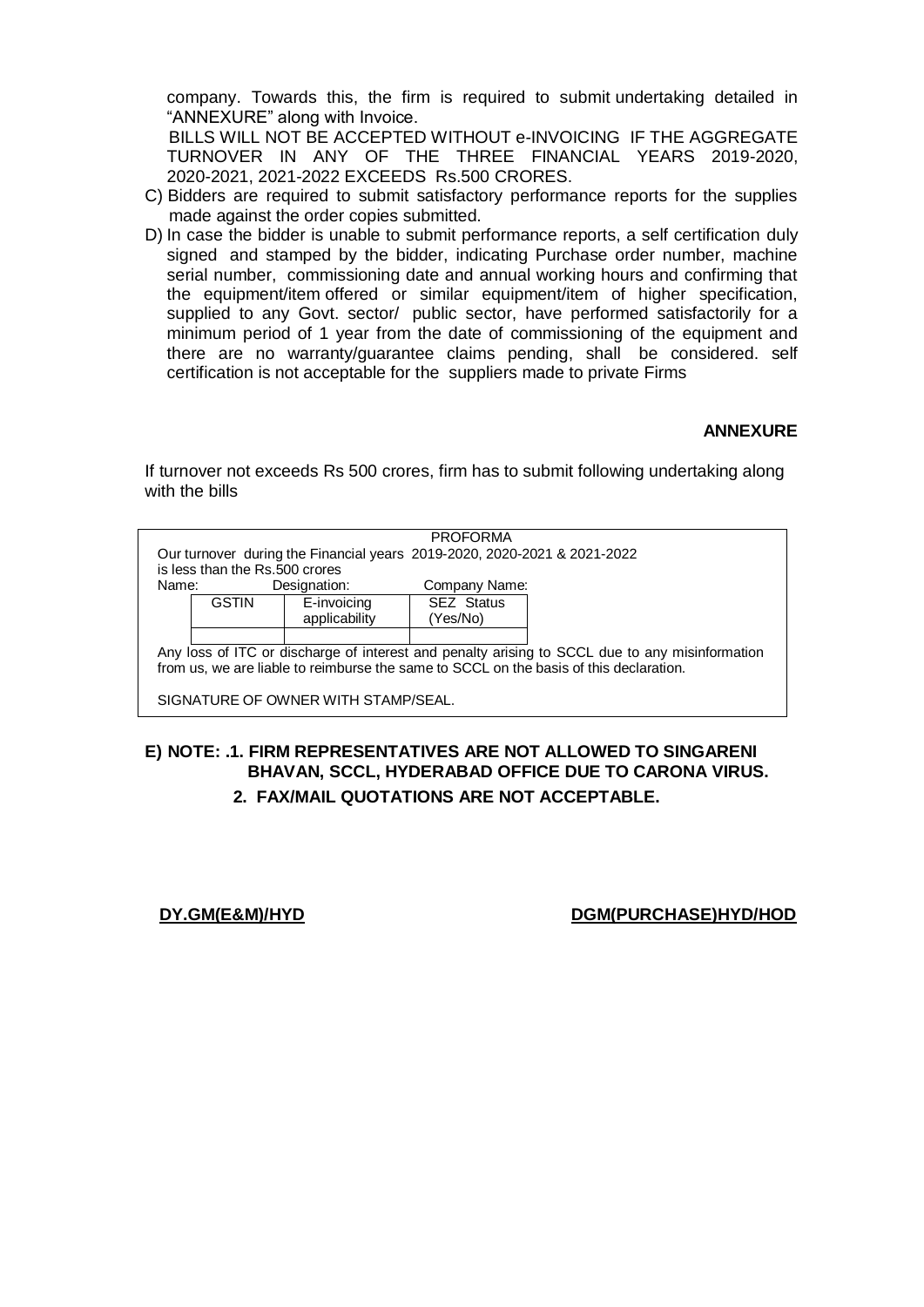company. Towards this, the firm is required to submit undertaking detailed in "ANNEXURE" along with Invoice.

BILLS WILL NOT BE ACCEPTED WITHOUT e-INVOICING IF THE AGGREGATE TURNOVER IN ANY OF THE THREE FINANCIAL YEARS 2019-2020, 2020-2021, 2021-2022 EXCEEDS Rs.500 CRORES.

C) Bidders are required to submit satisfactory performance reports for the supplies made against the order copies submitted.

D) In case the bidder is unable to submit performance reports, a self certification duly signed and stamped by the bidder, indicating Purchase order number, machine serial number, commissioning date and annual working hours and confirming that the equipment/item offered or similar equipment/item of higher specification, supplied to any Govt. sector/ public sector, have performed satisfactorily for a minimum period of 1 year from the date of commissioning of the equipment and there are no warranty/guarantee claims pending, shall be considered. self certification is not acceptable for the suppliers made to private Firms

**ANNEXURE**

If turnover not exceeds Rs 500 crores, firm has to submit following undertaking along with the bills

PROFORMA

Our turnover during the Financial years 2019-2020, 2020-2021 & 2021-2022 is less than the Rs.500 crores

Name: Designation: Company Name:

| GSTIN | E-invoicing applicability | SEZ Status (Yes/No) |
|---|---|---|
| | | |

Any loss of ITC or discharge of interest and penalty arising to SCCL due to any misinformation from us, we are liable to reimburse the same to SCCL on the basis of this declaration.

SIGNATURE OF OWNER WITH STAMP/SEAL.

**E) NOTE: .1. FIRM REPRESENTATIVES ARE NOT ALLOWED TO SINGARENI BHAVAN, SCCL, HYDERABAD OFFICE DUE TO CARONA VIRUS.**

**2. FAX/MAIL QUOTATIONS ARE NOT ACCEPTABLE.**

**DY.GM(E&M)/HYD** **DGM(PURCHASE)HYD/HOD**